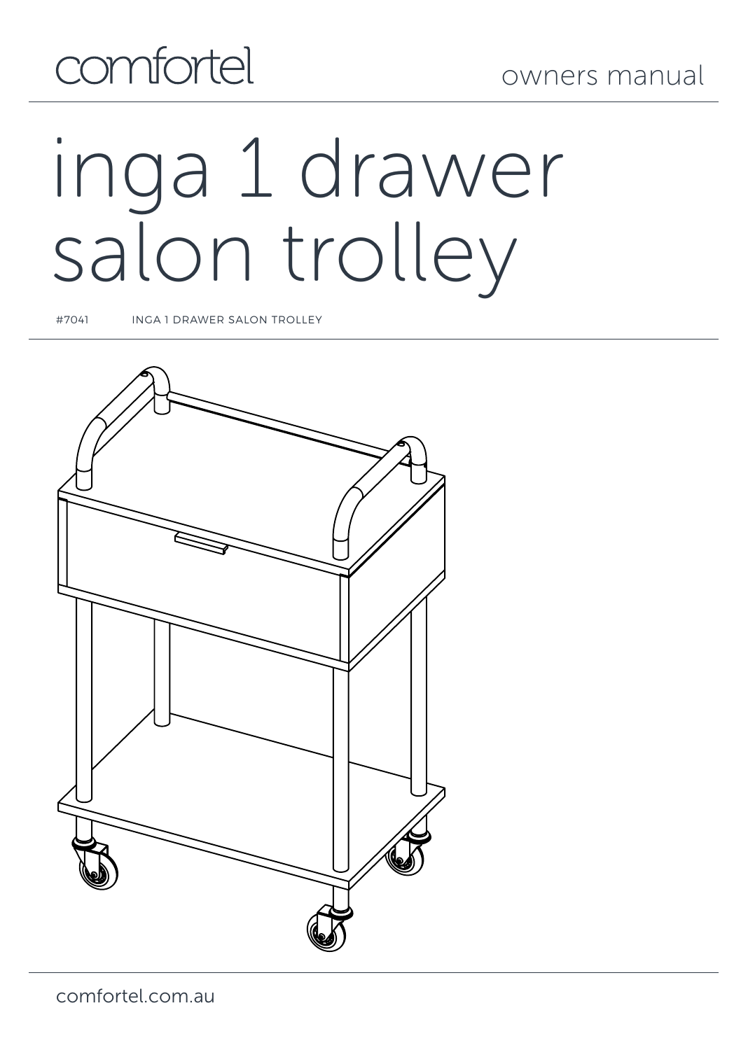comfortel

owners manual

# inga 1 drawer salon trolley

#7041 INGA 1 DRAWER SALON TROLLEY

comfortel.com.au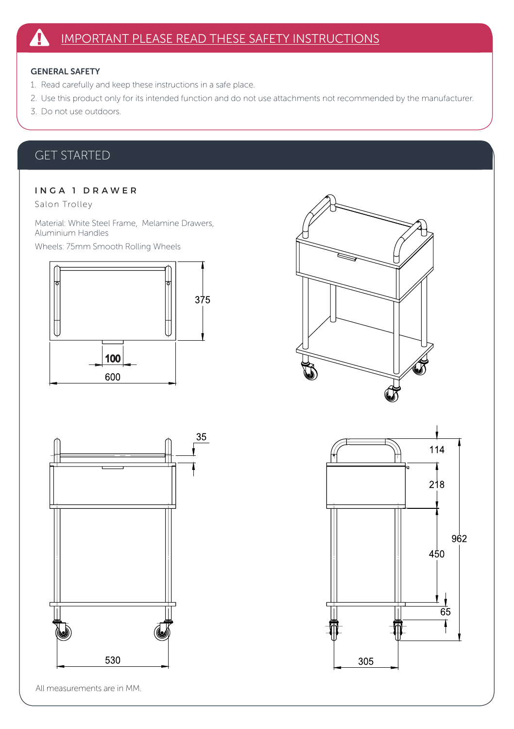# IMPORTANT PLEASE READ THESE SAFETY INSTRUCTIONS

**GENERAL SAFETY**

1. Read carefully and keep these instructions in a safe place.
2. Use this product only for its intended function and do not use attachments not recommended by the manufacturer.
3. Do not use outdoors.

## GET STARTED

### INGA 1 DRAWER

Salon Trolley

Material: White Steel Frame, Melamine Drawers, Aluminium Handles

Wheels: 75mm Smooth Rolling Wheels

375

100

600

35

530

114

218

962

450

65

305

All measurements are in MM.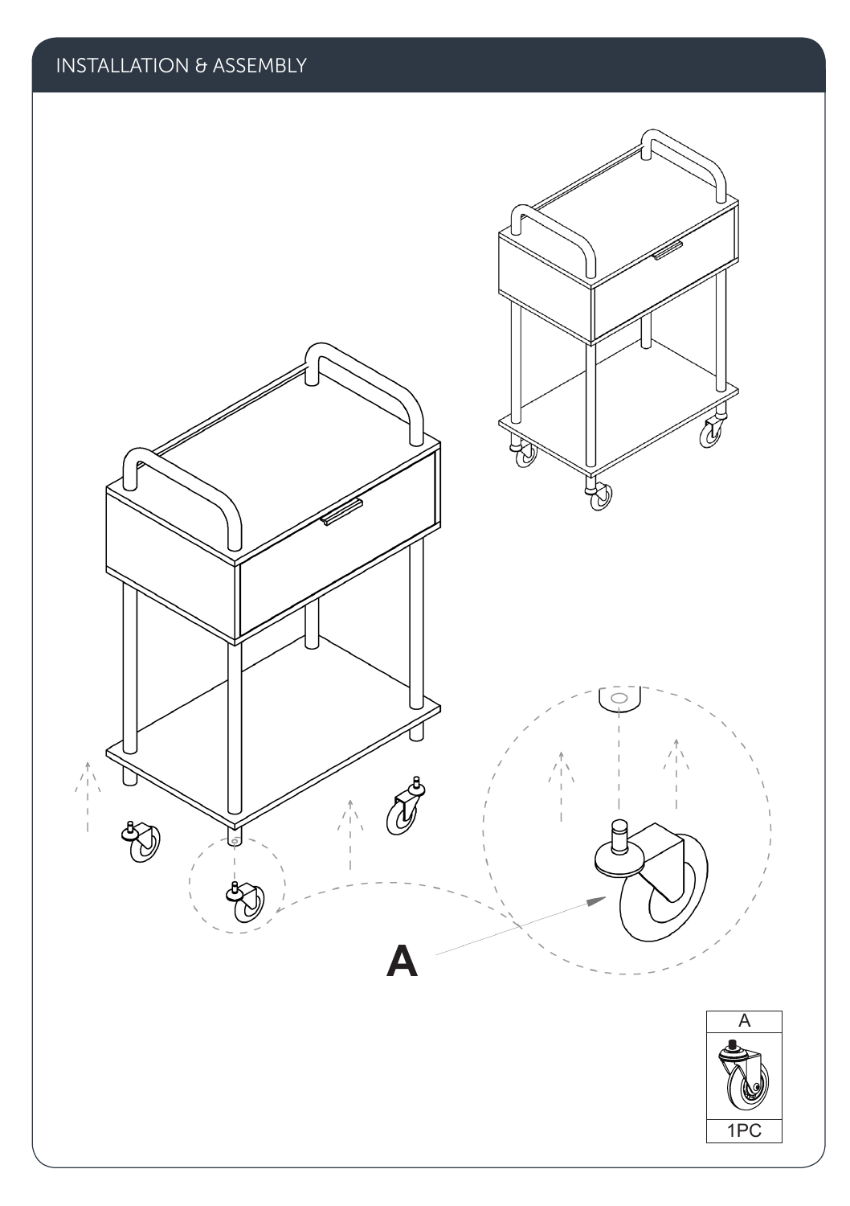## INSTALLATION & ASSEMBLY

A

| A |
|---|
| 1PC |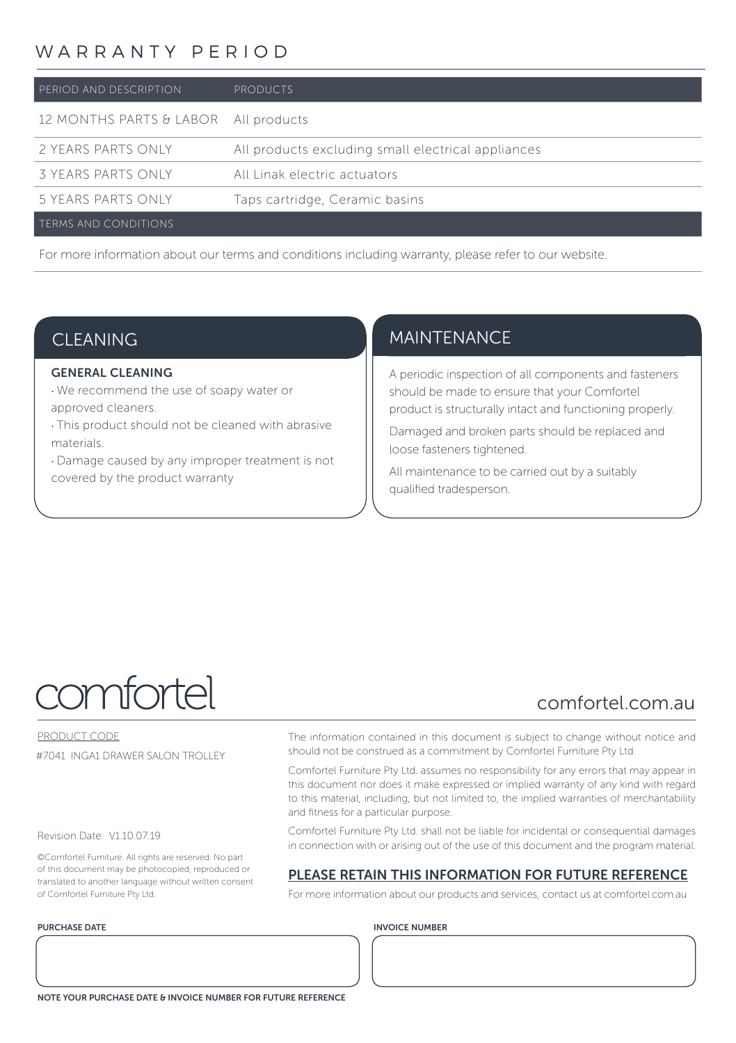## WARRANTY PERIOD

| PERIOD AND DESCRIPTION | PRODUCTS |
| --- | --- |
| 12 MONTHS PARTS & LABOR | All products |
| 2 YEARS PARTS ONLY | All products excluding small electrical appliances |
| 3 YEARS PARTS ONLY | All Linak electric actuators |
| 5 YEARS PARTS ONLY | Taps cartridge, Ceramic basins |

TERMS AND CONDITIONS

For more information about our terms and conditions including warranty, please refer to our website.

## CLEANING

**GENERAL CLEANING**

- We recommend the use of soapy water or approved cleaners.
- This product should not be cleaned with abrasive materials.
- Damage caused by any improper treatment is not covered by the product warranty

## MAINTENANCE

A periodic inspection of all components and fasteners should be made to ensure that your Comfortel product is structurally intact and functioning properly.

Damaged and broken parts should be replaced and loose fasteners tightened.

All maintenance to be carried out by a suitably qualified tradesperson.

comfortel

comfortel.com.au

PRODUCT CODE

#7041 INGA1 DRAWER SALON TROLLEY

Revision Date: V1.10.07.19

©Comfortel Furniture. All rights are reserved. No part of this document may be photocopied, reproduced or translated to another language without written consent of Comfortel Furniture Pty Ltd.

The information contained in this document is subject to change without notice and should not be construed as a commitment by Comfortel Furniture Pty Ltd.

Comfortel Furniture Pty Ltd. assumes no responsibility for any errors that may appear in this document nor does it make expressed or implied warranty of any kind with regard to this material, including, but not limited to, the implied warranties of merchantability and fitness for a particular purpose.

Comfortel Furniture Pty Ltd. shall not be liable for incidental or consequential damages in connection with or arising out of the use of this document and the program material.

**PLEASE RETAIN THIS INFORMATION FOR FUTURE REFERENCE**

For more information about our products and services, contact us at comfortel.com.au

**PURCHASE DATE**

**INVOICE NUMBER**

**NOTE YOUR PURCHASE DATE & INVOICE NUMBER FOR FUTURE REFERENCE**